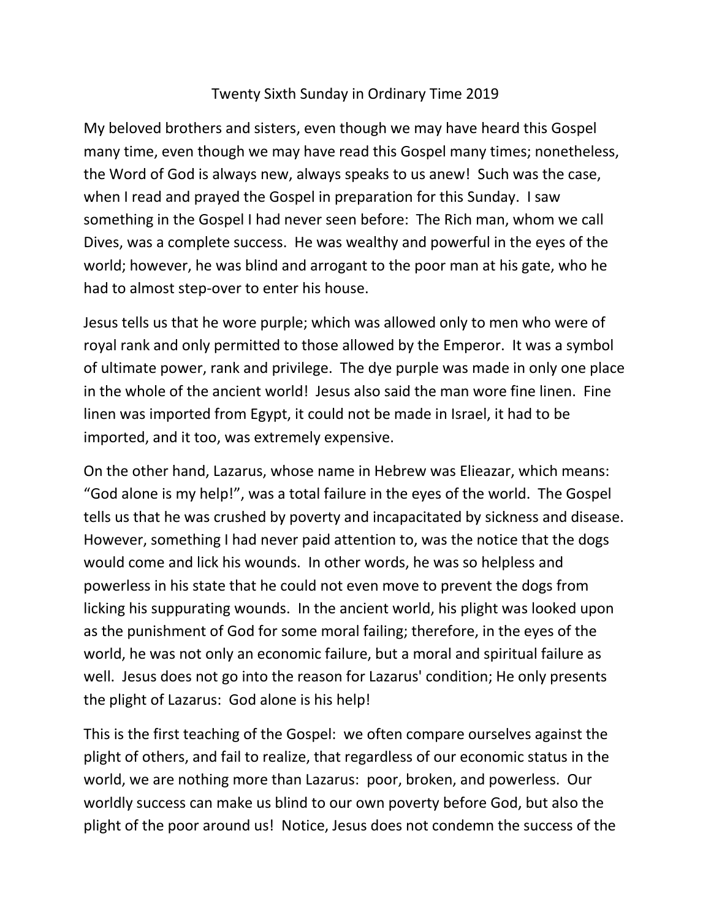# Twenty Sixth Sunday in Ordinary Time 2019

My beloved brothers and sisters, even though we may have heard this Gospel many time, even though we may have read this Gospel many times; nonetheless, the Word of God is always new, always speaks to us anew! Such was the case, when I read and prayed the Gospel in preparation for this Sunday. I saw something in the Gospel I had never seen before: The Rich man, whom we call Dives, was a complete success. He was wealthy and powerful in the eyes of the world; however, he was blind and arrogant to the poor man at his gate, who he had to almost step-over to enter his house.

Jesus tells us that he wore purple; which was allowed only to men who were of royal rank and only permitted to those allowed by the Emperor. It was a symbol of ultimate power, rank and privilege. The dye purple was made in only one place in the whole of the ancient world! Jesus also said the man wore fine linen. Fine linen was imported from Egypt, it could not be made in Israel, it had to be imported, and it too, was extremely expensive.

On the other hand, Lazarus, whose name in Hebrew was Elieazar, which means: "God alone is my help!", was a total failure in the eyes of the world. The Gospel tells us that he was crushed by poverty and incapacitated by sickness and disease. However, something I had never paid attention to, was the notice that the dogs would come and lick his wounds. In other words, he was so helpless and powerless in his state that he could not even move to prevent the dogs from licking his suppurating wounds. In the ancient world, his plight was looked upon as the punishment of God for some moral failing; therefore, in the eyes of the world, he was not only an economic failure, but a moral and spiritual failure as well. Jesus does not go into the reason for Lazarus' condition; He only presents the plight of Lazarus: God alone is his help!

This is the first teaching of the Gospel: we often compare ourselves against the plight of others, and fail to realize, that regardless of our economic status in the world, we are nothing more than Lazarus: poor, broken, and powerless. Our worldly success can make us blind to our own poverty before God, but also the plight of the poor around us! Notice, Jesus does not condemn the success of the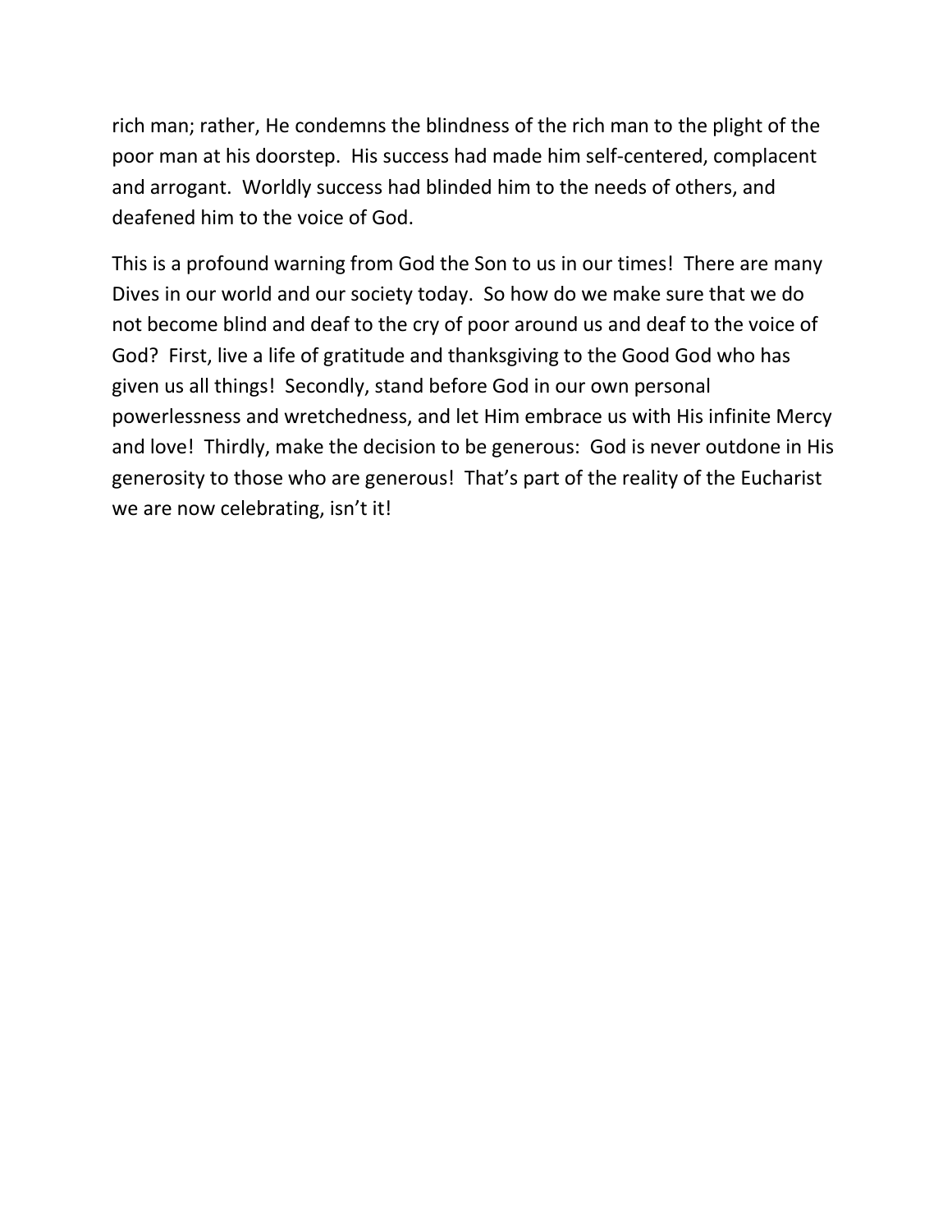rich man; rather, He condemns the blindness of the rich man to the plight of the poor man at his doorstep. His success had made him self-centered, complacent and arrogant. Worldly success had blinded him to the needs of others, and deafened him to the voice of God.

This is a profound warning from God the Son to us in our times! There are many Dives in our world and our society today. So how do we make sure that we do not become blind and deaf to the cry of poor around us and deaf to the voice of God? First, live a life of gratitude and thanksgiving to the Good God who has given us all things! Secondly, stand before God in our own personal powerlessness and wretchedness, and let Him embrace us with His infinite Mercy and love! Thirdly, make the decision to be generous: God is never outdone in His generosity to those who are generous! That's part of the reality of the Eucharist we are now celebrating, isn't it!